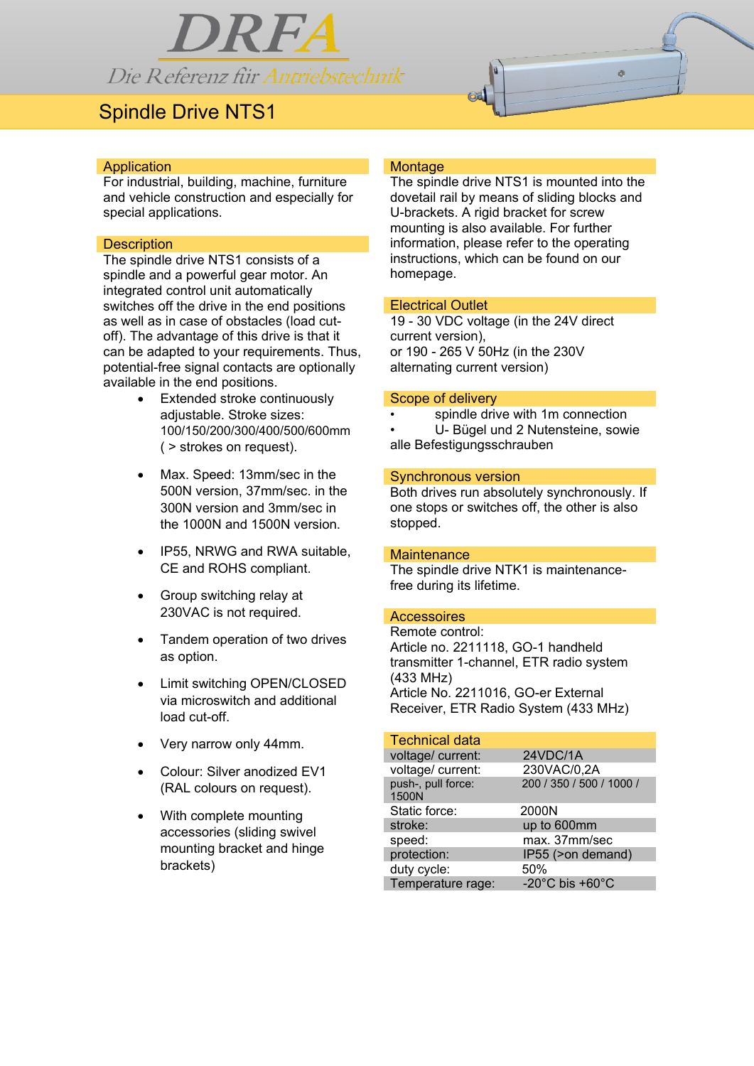DRFA

Die Referenz für Antriebstechnik

# Spindle Drive NTS1

## Application

For industrial, building, machine, furniture and vehicle construction and especially for special applications.

## Description

The spindle drive NTS1 consists of a spindle and a powerful gear motor. An integrated control unit automatically switches off the drive in the end positions as well as in case of obstacles (load cut-off). The advantage of this drive is that it can be adapted to your requirements. Thus, potential-free signal contacts are optionally available in the end positions.

- Extended stroke continuously adjustable. Stroke sizes: 100/150/200/300/400/500/600mm ( > strokes on request).
- Max. Speed: 13mm/sec in the 500N version, 37mm/sec. in the 300N version and 3mm/sec in the 1000N and 1500N version.
- IP55, NRWG and RWA suitable, CE and ROHS compliant.
- Group switching relay at 230VAC is not required.
- Tandem operation of two drives as option.
- Limit switching OPEN/CLOSED via microswitch and additional load cut-off.
- Very narrow only 44mm.
- Colour: Silver anodized EV1 (RAL colours on request).
- With complete mounting accessories (sliding swivel mounting bracket and hinge brackets)

## Montage

The spindle drive NTS1 is mounted into the dovetail rail by means of sliding blocks and U-brackets. A rigid bracket for screw mounting is also available. For further information, please refer to the operating instructions, which can be found on our homepage.

## Electrical Outlet

19 - 30 VDC voltage (in the 24V direct current version),
or 190 - 265 V 50Hz (in the 230V alternating current version)

## Scope of delivery

- spindle drive with 1m connection
- U- Bügel und 2 Nutensteine, sowie alle Befestigungsschrauben

## Synchronous version

Both drives run absolutely synchronously. If one stops or switches off, the other is also stopped.

## Maintenance

The spindle drive NTK1 is maintenance-free during its lifetime.

## Accessoires

Remote control:
Article no. 2211118, GO-1 handheld transmitter 1-channel, ETR radio system (433 MHz)
Article No. 2211016, GO-er External Receiver, ETR Radio System (433 MHz)

## Technical data

| | |
|---|---|
| voltage/ current: | 24VDC/1A |
| voltage/ current: | 230VAC/0,2A |
| push-, pull force: | 200 / 350 / 500 / 1000 / 1500N |
| Static force: | 2000N |
| stroke: | up to 600mm |
| speed: | max. 37mm/sec |
| protection: | IP55 (>on demand) |
| duty cycle: | 50% |
| Temperature rage: | -20°C bis +60°C |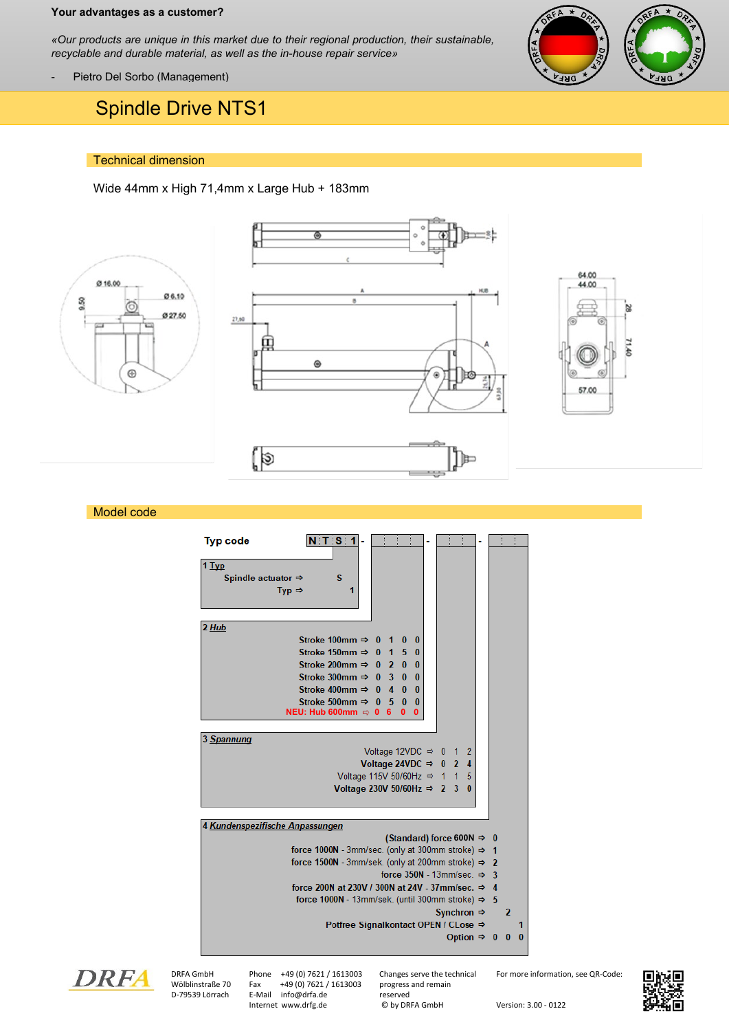**Your advantages as a customer?**

*«Our products are unique in this market due to their regional production, their sustainable, recyclable and durable material, as well as the in-house repair service»*

- Pietro Del Sorbo (Management)

# Spindle Drive NTS1

## Technical dimension

Wide 44mm x High 71,4mm x Large Hub + 183mm

Ø 16,00
Ø 6,10
Ø 27,50
9,50
27,60
64,00
44,00
28
71,40
57,00
A
B
C
HUB

## Model code

**Typ code** N T S 1 - . . . . - . . . - . . . .

**1 Typ**

| | | |
|---|---|---|
| Spindle actuator ⇨ | S | |
| Typ ⇨ | | 1 |

**2 Hub**

| | | | | |
|---|---|---|---|---|
| Stroke 100mm ⇨ | 0 | 1 | 0 | 0 |
| Stroke 150mm ⇨ | 0 | 1 | 5 | 0 |
| Stroke 200mm ⇨ | 0 | 2 | 0 | 0 |
| Stroke 300mm ⇨ | 0 | 3 | 0 | 0 |
| Stroke 400mm ⇨ | 0 | 4 | 0 | 0 |
| Stroke 500mm ⇨ | 0 | 5 | 0 | 0 |
| NEU: Hub 600mm ⇨ | 0 | 6 | 0 | 0 |

**3 Spannung**

| | | | |
|---|---|---|---|
| Voltage 12VDC ⇨ | 0 | 1 | 2 |
| Voltage 24VDC ⇨ | 0 | 2 | 4 |
| Voltage 115V 50/60Hz ⇨ | 1 | 1 | 5 |
| Voltage 230V 50/60Hz ⇨ | 2 | 3 | 0 |

**4 Kundenspezifische Anpassungen**

| | | | | |
|---|---|---|---|---|
| (Standard) force 600N ⇨ | 0 | | | |
| force 1000N - 3mm/sec. (only at 300mm stroke) ⇨ | 1 | | | |
| force 1500N - 3mm/sek. (only at 200mm stroke) ⇨ | 2 | | | |
| force 350N - 13mm/sec. ⇨ | 3 | | | |
| force 200N at 230V / 300N at 24V - 37mm/sec. ⇨ | 4 | | | |
| force 1000N - 13mm/sek. (until 300mm stroke) ⇨ | 5 | | | |
| Synchron ⇨ | | 2 | | |
| Potfree Signalkontact OPEN / CLose ⇨ | | | 1 | |
| Option ⇨ | 0 | 0 | 0 | |

DRFA GmbH
Wölblinstraße 70
D-79539 Lörrach

Phone +49 (0) 7621 / 1613003
Fax +49 (0) 7621 / 1613003
E-Mail info@drfa.de
Internet www.drfg.de

Changes serve the technical progress and remain reserved
© by DRFA GmbH

For more information, see QR-Code:

Version: 3.00 - 0122